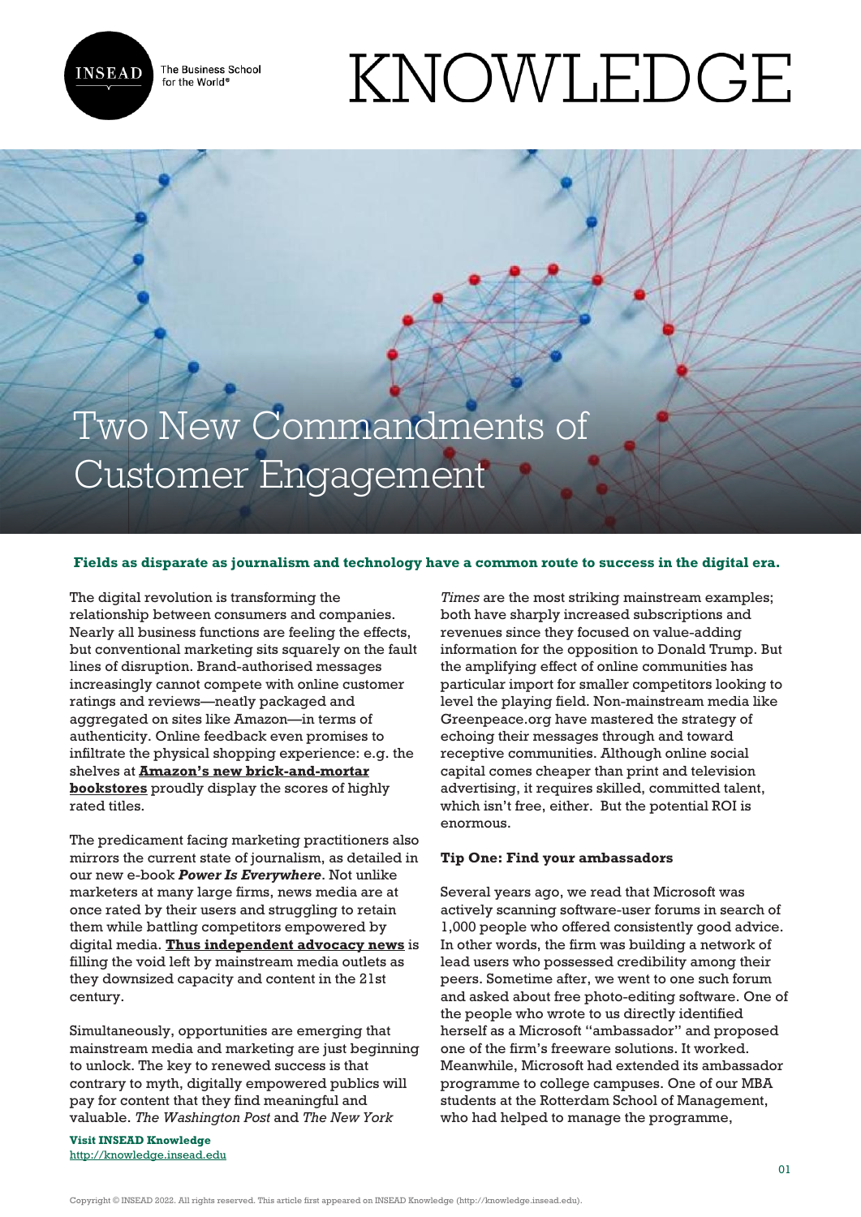# Two New Commandments of Customer Engagement

**Fields as disparate as journalism and technology have a common route to success in the digital era.**

The digital revolution is transforming the relationship between consumers and companies. Nearly all business functions are feeling the effects, but conventional marketing sits squarely on the fault lines of disruption. Brand-authorised messages increasingly cannot compete with online customer ratings and reviews—neatly packaged and aggregated on sites like Amazon—in terms of authenticity. Online feedback even promises to infiltrate the physical shopping experience: e.g. the shelves at **Amazon's new brick-and-mortar bookstores** proudly display the scores of highly rated titles.

The predicament facing marketing practitioners also mirrors the current state of journalism, as detailed in our new e-book ***Power Is Everywhere***. Not unlike marketers at many large firms, news media are at once rated by their users and struggling to retain them while battling competitors empowered by digital media. **Thus independent advocacy news** is filling the void left by mainstream media outlets as they downsized capacity and content in the 21st century.

Simultaneously, opportunities are emerging that mainstream media and marketing are just beginning to unlock. The key to renewed success is that contrary to myth, digitally empowered publics will pay for content that they find meaningful and valuable. *The Washington Post* and *The New York Times* are the most striking mainstream examples; both have sharply increased subscriptions and revenues since they focused on value-adding information for the opposition to Donald Trump. But the amplifying effect of online communities has particular import for smaller competitors looking to level the playing field. Non-mainstream media like Greenpeace.org have mastered the strategy of echoing their messages through and toward receptive communities. Although online social capital comes cheaper than print and television advertising, it requires skilled, committed talent, which isn't free, either. But the potential ROI is enormous.

**Tip One: Find your ambassadors**

Several years ago, we read that Microsoft was actively scanning software-user forums in search of 1,000 people who offered consistently good advice. In other words, the firm was building a network of lead users who possessed credibility among their peers. Sometime after, we went to one such forum and asked about free photo-editing software. One of the people who wrote to us directly identified herself as a Microsoft "ambassador" and proposed one of the firm's freeware solutions. It worked. Meanwhile, Microsoft had extended its ambassador programme to college campuses. One of our MBA students at the Rotterdam School of Management, who had helped to manage the programme,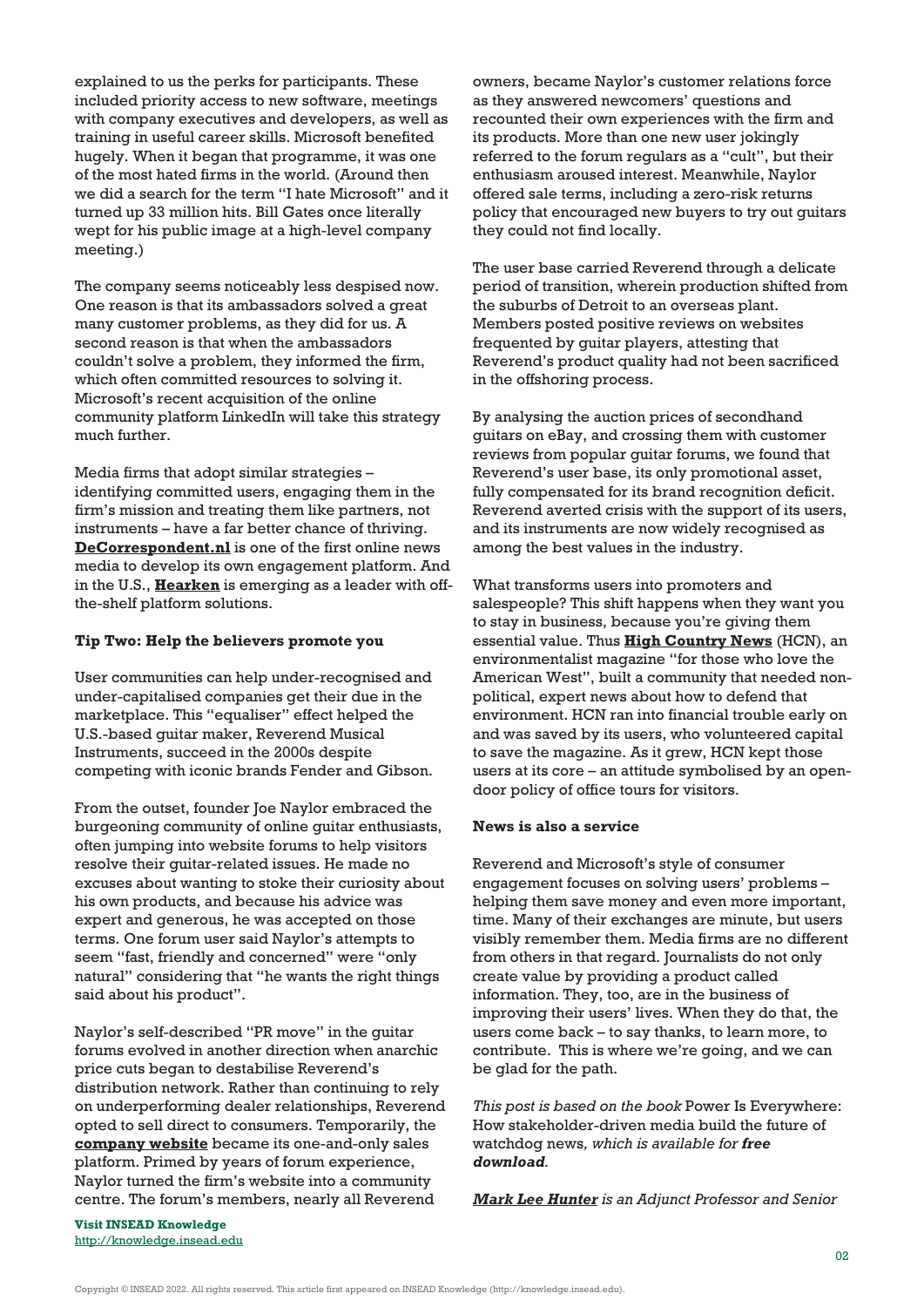explained to us the perks for participants. These included priority access to new software, meetings with company executives and developers, as well as training in useful career skills. Microsoft benefited hugely. When it began that programme, it was one of the most hated firms in the world. (Around then we did a search for the term "I hate Microsoft" and it turned up 33 million hits. Bill Gates once literally wept for his public image at a high-level company meeting.)

The company seems noticeably less despised now. One reason is that its ambassadors solved a great many customer problems, as they did for us. A second reason is that when the ambassadors couldn't solve a problem, they informed the firm, which often committed resources to solving it. Microsoft's recent acquisition of the online community platform LinkedIn will take this strategy much further.

Media firms that adopt similar strategies – identifying committed users, engaging them in the firm's mission and treating them like partners, not instruments – have a far better chance of thriving. **DeCorrespondent.nl** is one of the first online news media to develop its own engagement platform. And in the U.S., **Hearken** is emerging as a leader with off-the-shelf platform solutions.

**Tip Two: Help the believers promote you**

User communities can help under-recognised and under-capitalised companies get their due in the marketplace. This "equaliser" effect helped the U.S.-based guitar maker, Reverend Musical Instruments, succeed in the 2000s despite competing with iconic brands Fender and Gibson.

From the outset, founder Joe Naylor embraced the burgeoning community of online guitar enthusiasts, often jumping into website forums to help visitors resolve their guitar-related issues. He made no excuses about wanting to stoke their curiosity about his own products, and because his advice was expert and generous, he was accepted on those terms. One forum user said Naylor's attempts to seem "fast, friendly and concerned" were "only natural" considering that "he wants the right things said about his product".

Naylor's self-described "PR move" in the guitar forums evolved in another direction when anarchic price cuts began to destabilise Reverend's distribution network. Rather than continuing to rely on underperforming dealer relationships, Reverend opted to sell direct to consumers. Temporarily, the **company website** became its one-and-only sales platform. Primed by years of forum experience, Naylor turned the firm's website into a community centre. The forum's members, nearly all Reverend owners, became Naylor's customer relations force as they answered newcomers' questions and recounted their own experiences with the firm and its products. More than one new user jokingly referred to the forum regulars as a "cult", but their enthusiasm aroused interest. Meanwhile, Naylor offered sale terms, including a zero-risk returns policy that encouraged new buyers to try out guitars they could not find locally.

The user base carried Reverend through a delicate period of transition, wherein production shifted from the suburbs of Detroit to an overseas plant. Members posted positive reviews on websites frequented by guitar players, attesting that Reverend's product quality had not been sacrificed in the offshoring process.

By analysing the auction prices of secondhand guitars on eBay, and crossing them with customer reviews from popular guitar forums, we found that Reverend's user base, its only promotional asset, fully compensated for its brand recognition deficit. Reverend averted crisis with the support of its users, and its instruments are now widely recognised as among the best values in the industry.

What transforms users into promoters and salespeople? This shift happens when they want you to stay in business, because you're giving them essential value. Thus **High Country News** (HCN), an environmentalist magazine "for those who love the American West", built a community that needed non-political, expert news about how to defend that environment. HCN ran into financial trouble early on and was saved by its users, who volunteered capital to save the magazine. As it grew, HCN kept those users at its core – an attitude symbolised by an open-door policy of office tours for visitors.

**News is also a service**

Reverend and Microsoft's style of consumer engagement focuses on solving users' problems – helping them save money and even more important, time. Many of their exchanges are minute, but users visibly remember them. Media firms are no different from others in that regard. Journalists do not only create value by providing a product called information. They, too, are in the business of improving their users' lives. When they do that, the users come back – to say thanks, to learn more, to contribute. This is where we're going, and we can be glad for the path.

*This post is based on the book* Power Is Everywhere: How stakeholder-driven media build the future of watchdog news*, which is available for* ***free download****.*

***Mark Lee Hunter*** *is an Adjunct Professor and Senior*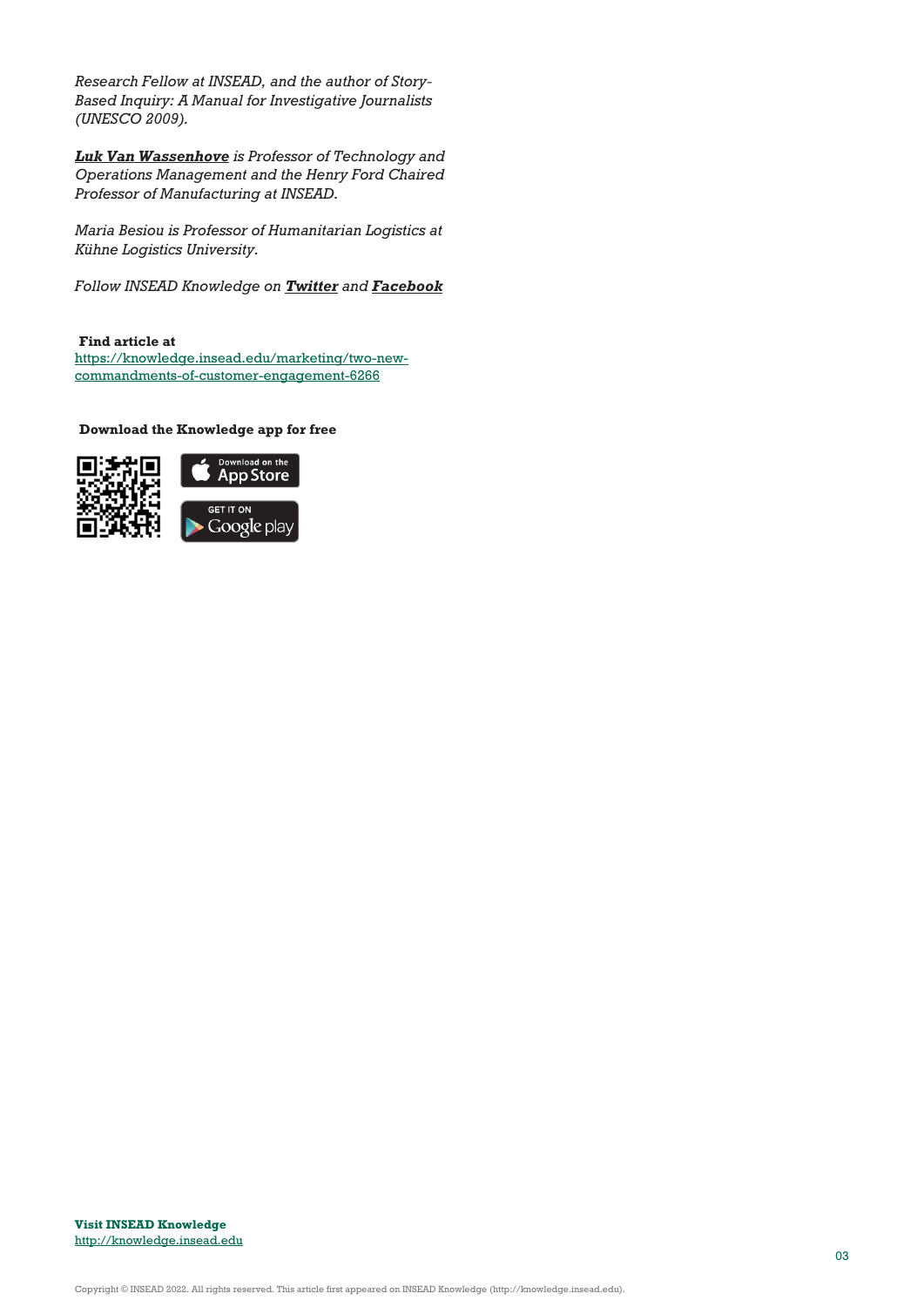*Research Fellow at INSEAD, and the author of Story-Based Inquiry: A Manual for Investigative Journalists (UNESCO 2009).*

***Luk Van Wassenhove*** *is Professor of Technology and Operations Management and the Henry Ford Chaired Professor of Manufacturing at INSEAD.*

*Maria Besiou is Professor of Humanitarian Logistics at Kühne Logistics University.*

*Follow INSEAD Knowledge on* ***Twitter*** *and* ***Facebook***

**Find article at**
https://knowledge.insead.edu/marketing/two-new-commandments-of-customer-engagement-6266

**Download the Knowledge app for free**

**Visit INSEAD Knowledge**
http://knowledge.insead.edu

Copyright © INSEAD 2022. All rights reserved. This article first appeared on INSEAD Knowledge (http://knowledge.insead.edu).